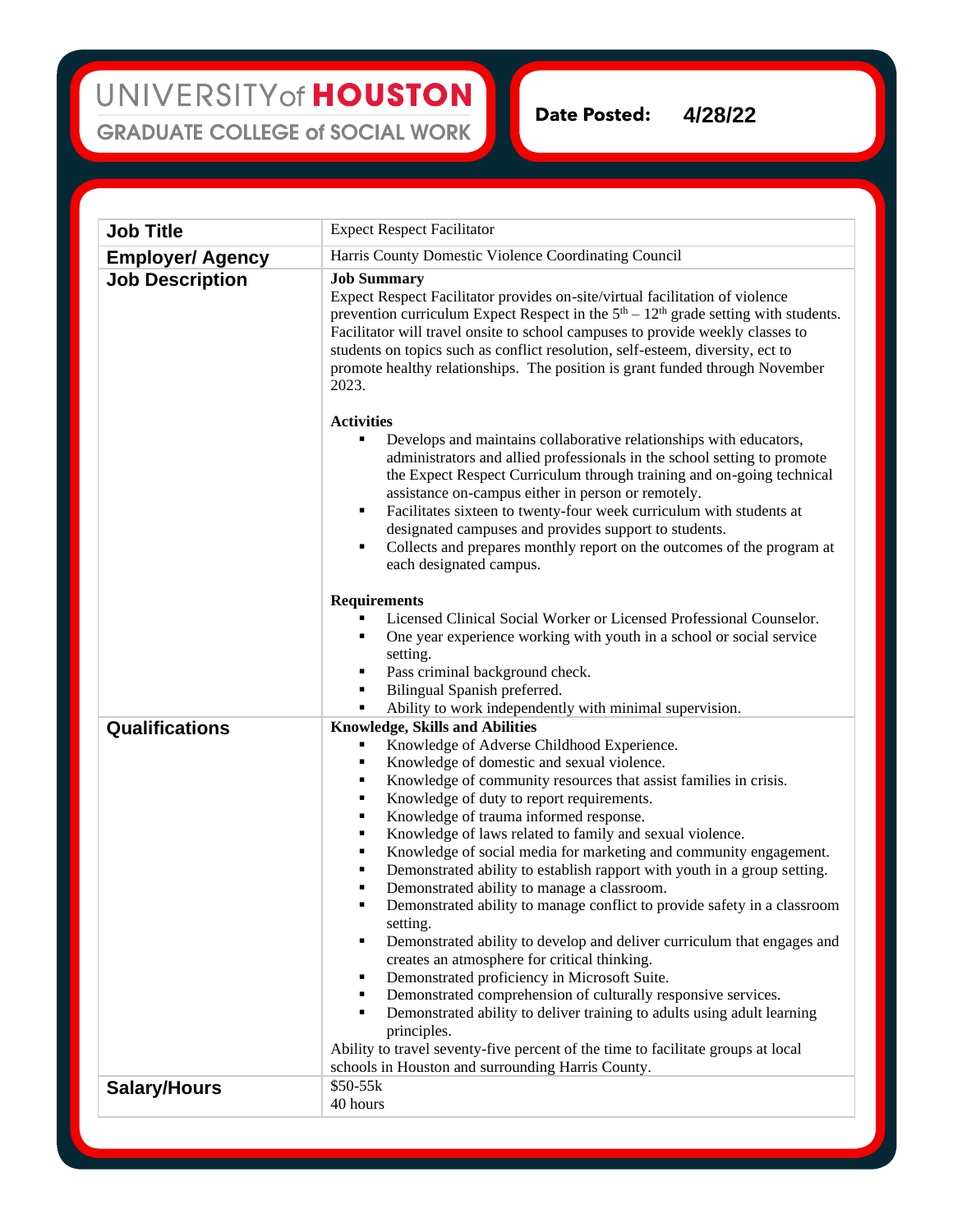UNIVERSITY of **HOUSTON**

GRADUATE COLLEGE of SOCIAL WORK

**Date Posted:** 4/28/22

| | |
|---|---|
| **Job Title** | Expect Respect Facilitator |
| **Employer/ Agency** | Harris County Domestic Violence Coordinating Council |
| **Job Description** | **Job Summary**<br>Expect Respect Facilitator provides on-site/virtual facilitation of violence prevention curriculum Expect Respect in the 5th – 12th grade setting with students. Facilitator will travel onsite to school campuses to provide weekly classes to students on topics such as conflict resolution, self-esteem, diversity, ect to promote healthy relationships. The position is grant funded through November 2023.<br><br>**Activities**<br>▪ Develops and maintains collaborative relationships with educators, administrators and allied professionals in the school setting to promote the Expect Respect Curriculum through training and on-going technical assistance on-campus either in person or remotely.<br>▪ Facilitates sixteen to twenty-four week curriculum with students at designated campuses and provides support to students.<br>▪ Collects and prepares monthly report on the outcomes of the program at each designated campus.<br><br>**Requirements**<br>▪ Licensed Clinical Social Worker or Licensed Professional Counselor.<br>▪ One year experience working with youth in a school or social service setting.<br>▪ Pass criminal background check.<br>▪ Bilingual Spanish preferred.<br>▪ Ability to work independently with minimal supervision. |
| **Qualifications** | **Knowledge, Skills and Abilities**<br>▪ Knowledge of Adverse Childhood Experience.<br>▪ Knowledge of domestic and sexual violence.<br>▪ Knowledge of community resources that assist families in crisis.<br>▪ Knowledge of duty to report requirements.<br>▪ Knowledge of trauma informed response.<br>▪ Knowledge of laws related to family and sexual violence.<br>▪ Knowledge of social media for marketing and community engagement.<br>▪ Demonstrated ability to establish rapport with youth in a group setting.<br>▪ Demonstrated ability to manage a classroom.<br>▪ Demonstrated ability to manage conflict to provide safety in a classroom setting.<br>▪ Demonstrated ability to develop and deliver curriculum that engages and creates an atmosphere for critical thinking.<br>▪ Demonstrated proficiency in Microsoft Suite.<br>▪ Demonstrated comprehension of culturally responsive services.<br>▪ Demonstrated ability to deliver training to adults using adult learning principles.<br>Ability to travel seventy-five percent of the time to facilitate groups at local schools in Houston and surrounding Harris County. |
| **Salary/Hours** | $50-55k<br>40 hours |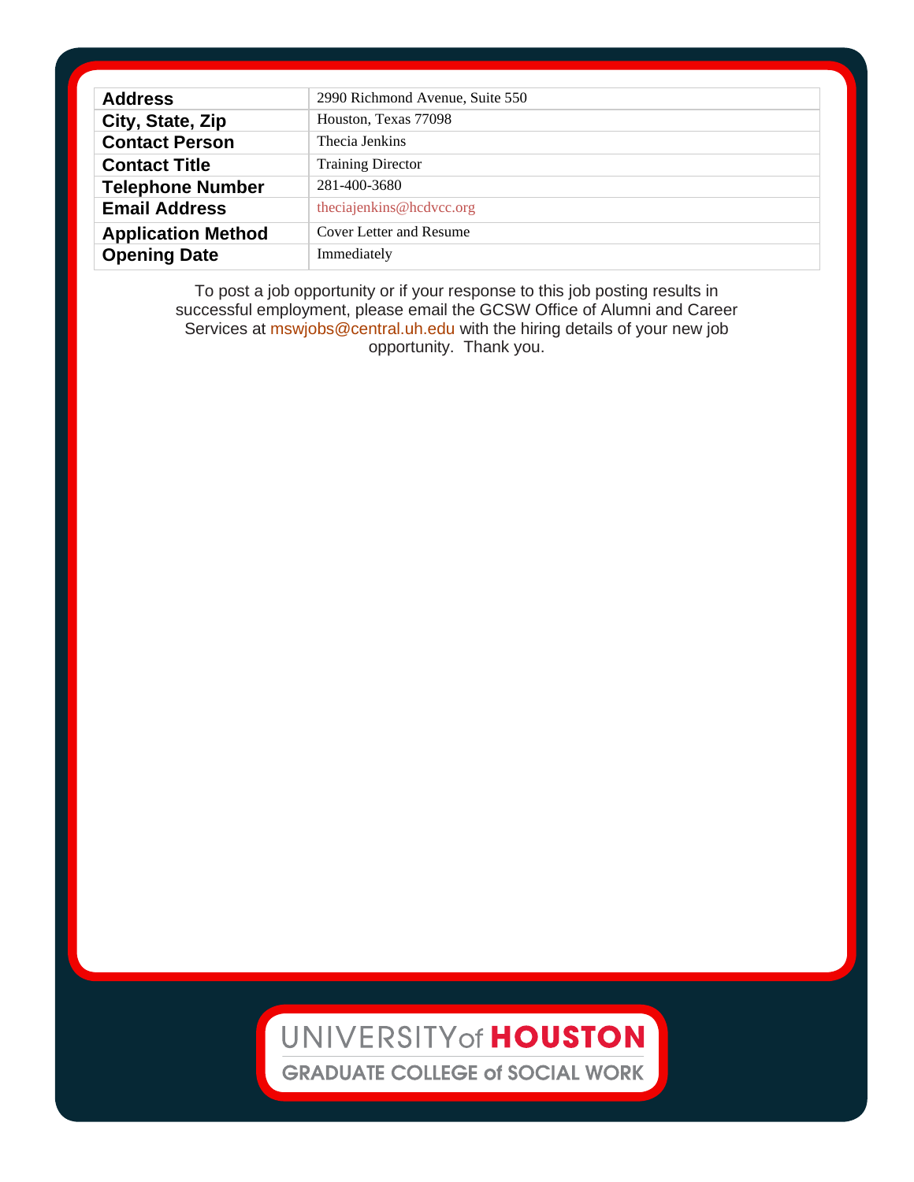| | |
|---|---|
| **Address** | 2990 Richmond Avenue, Suite 550 |
| **City, State, Zip** | Houston, Texas 77098 |
| **Contact Person** | Thecia Jenkins |
| **Contact Title** | Training Director |
| **Telephone Number** | 281-400-3680 |
| **Email Address** | theciajenkins@hcdvcc.org |
| **Application Method** | Cover Letter and Resume |
| **Opening Date** | Immediately |

To post a job opportunity or if your response to this job posting results in successful employment, please email the GCSW Office of Alumni and Career Services at mswjobs@central.uh.edu with the hiring details of your new job opportunity. Thank you.

UNIVERSITY of HOUSTON

GRADUATE COLLEGE of SOCIAL WORK